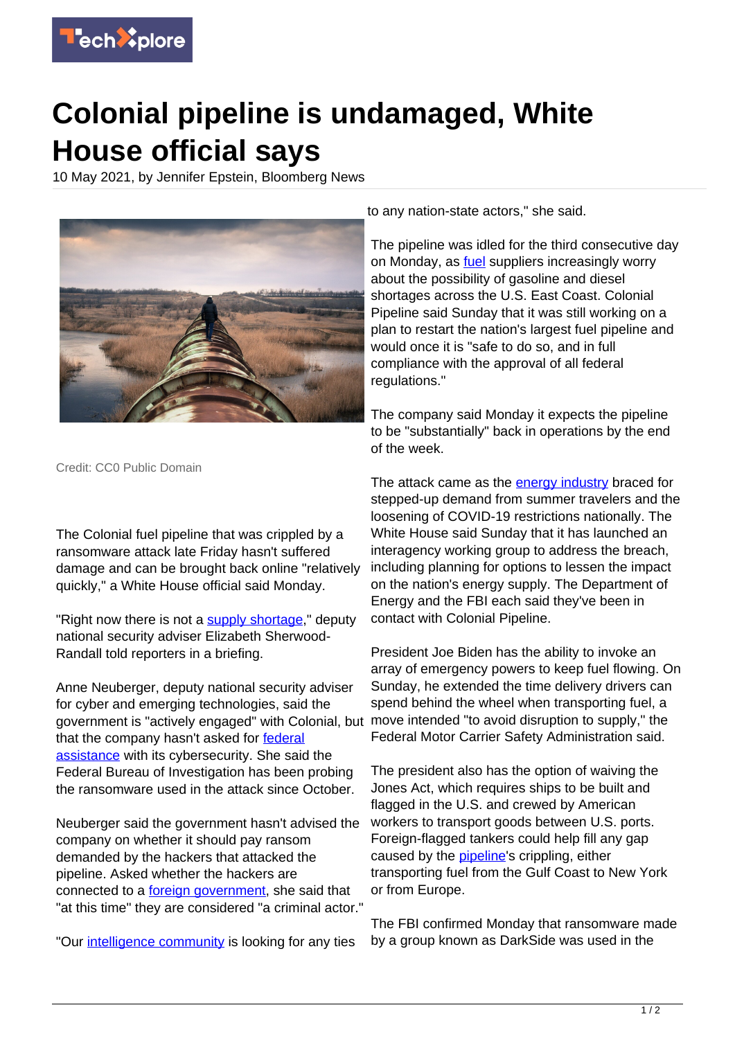# Colonial pipeline is undamaged, White House official says

10 May 2021, by Jennifer Epstein, Bloomberg News

Credit: CC0 Public Domain

The Colonial fuel pipeline that was crippled by a ransomware attack late Friday hasn't suffered damage and can be brought back online "relatively quickly," a White House official said Monday.

"Right now there is not a supply shortage," deputy national security adviser Elizabeth Sherwood-Randall told reporters in a briefing.

Anne Neuberger, deputy national security adviser for cyber and emerging technologies, said the government is "actively engaged" with Colonial, but that the company hasn't asked for federal assistance with its cybersecurity. She said the Federal Bureau of Investigation has been probing the ransomware used in the attack since October.

Neuberger said the government hasn't advised the company on whether it should pay ransom demanded by the hackers that attacked the pipeline. Asked whether the hackers are connected to a foreign government, she said that "at this time" they are considered "a criminal actor."

"Our intelligence community is looking for any ties to any nation-state actors," she said.

The pipeline was idled for the third consecutive day on Monday, as fuel suppliers increasingly worry about the possibility of gasoline and diesel shortages across the U.S. East Coast. Colonial Pipeline said Sunday that it was still working on a plan to restart the nation's largest fuel pipeline and would once it is "safe to do so, and in full compliance with the approval of all federal regulations."

The company said Monday it expects the pipeline to be "substantially" back in operations by the end of the week.

The attack came as the energy industry braced for stepped-up demand from summer travelers and the loosening of COVID-19 restrictions nationally. The White House said Sunday that it has launched an interagency working group to address the breach, including planning for options to lessen the impact on the nation's energy supply. The Department of Energy and the FBI each said they've been in contact with Colonial Pipeline.

President Joe Biden has the ability to invoke an array of emergency powers to keep fuel flowing. On Sunday, he extended the time delivery drivers can spend behind the wheel when transporting fuel, a move intended "to avoid disruption to supply," the Federal Motor Carrier Safety Administration said.

The president also has the option of waiving the Jones Act, which requires ships to be built and flagged in the U.S. and crewed by American workers to transport goods between U.S. ports. Foreign-flagged tankers could help fill any gap caused by the pipeline's crippling, either transporting fuel from the Gulf Coast to New York or from Europe.

The FBI confirmed Monday that ransomware made by a group known as DarkSide was used in the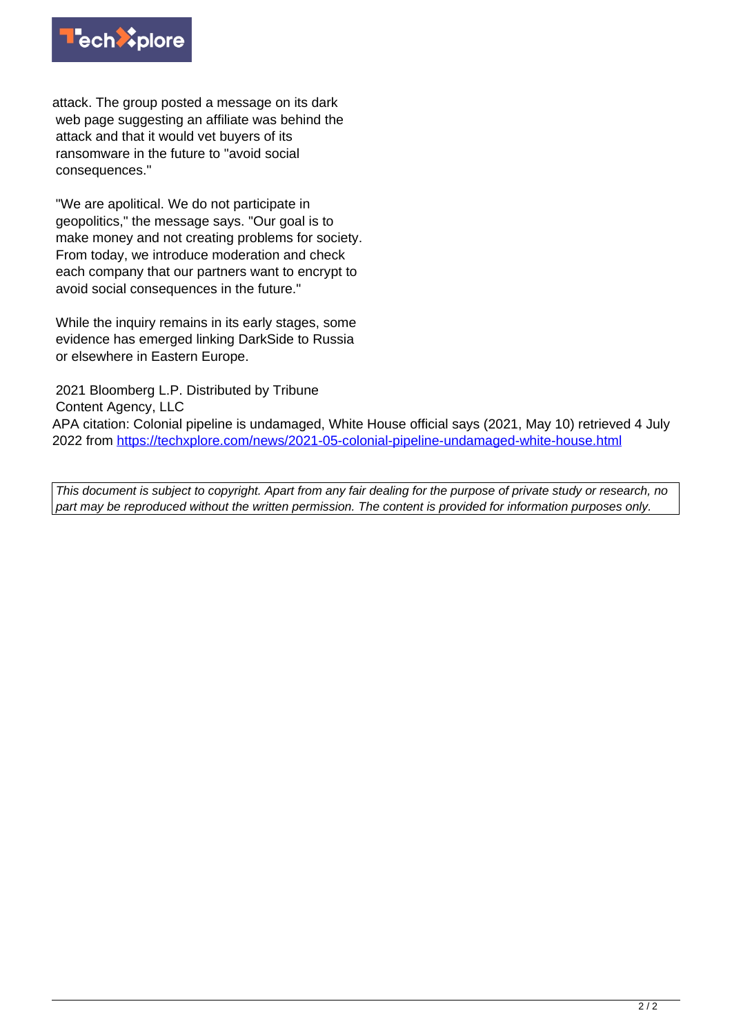attack. The group posted a message on its dark web page suggesting an affiliate was behind the attack and that it would vet buyers of its ransomware in the future to "avoid social consequences."

"We are apolitical. We do not participate in geopolitics," the message says. "Our goal is to make money and not creating problems for society. From today, we introduce moderation and check each company that our partners want to encrypt to avoid social consequences in the future."

While the inquiry remains in its early stages, some evidence has emerged linking DarkSide to Russia or elsewhere in Eastern Europe.

2021 Bloomberg L.P. Distributed by Tribune Content Agency, LLC

APA citation: Colonial pipeline is undamaged, White House official says (2021, May 10) retrieved 4 July 2022 from https://techxplore.com/news/2021-05-colonial-pipeline-undamaged-white-house.html

*This document is subject to copyright. Apart from any fair dealing for the purpose of private study or research, no part may be reproduced without the written permission. The content is provided for information purposes only.*